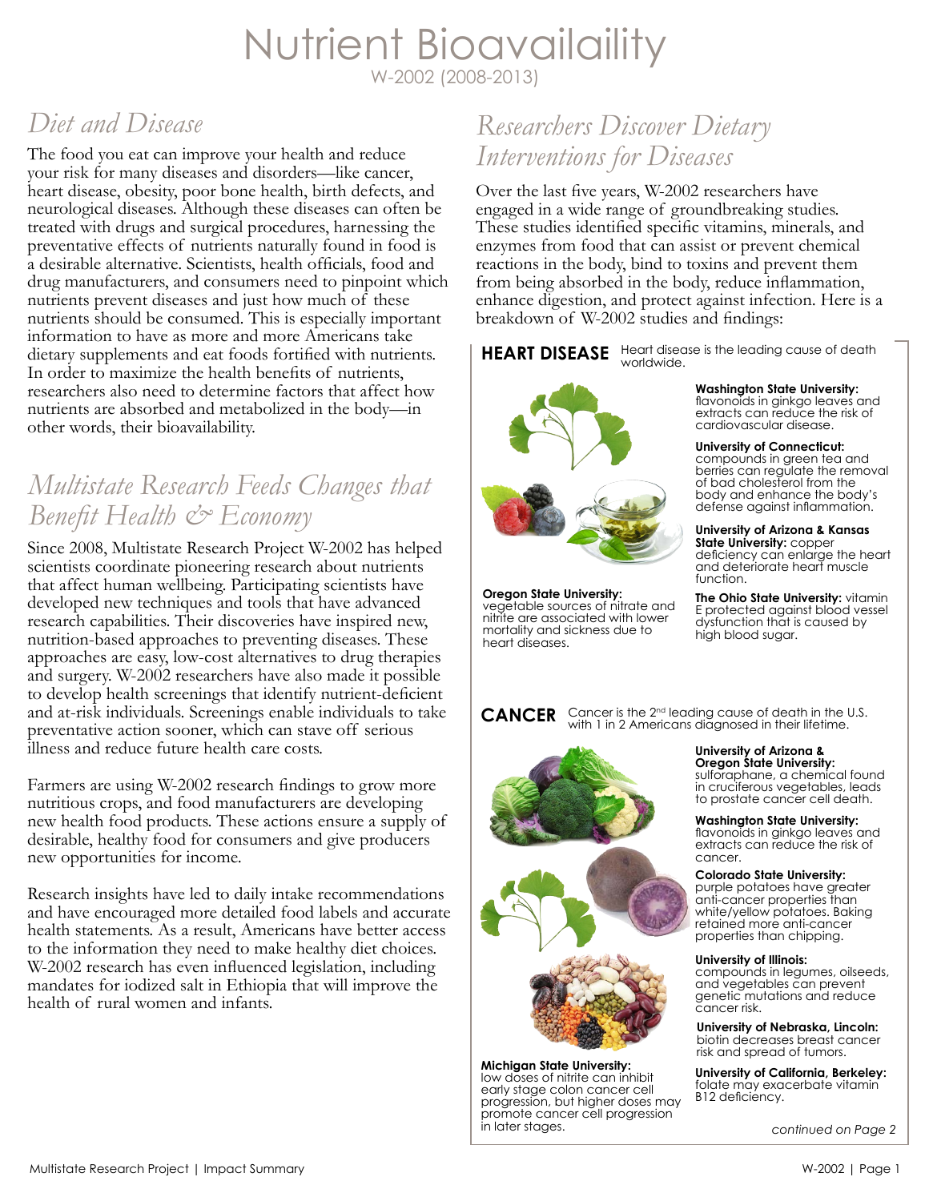# Nutrient Bioavailaility

W-2002 (2008-2013)

## *Diet and Disease*

The food you eat can improve your health and reduce your risk for many diseases and disorders—like cancer, heart disease, obesity, poor bone health, birth defects, and neurological diseases. Although these diseases can often be treated with drugs and surgical procedures, harnessing the preventative effects of nutrients naturally found in food is a desirable alternative. Scientists, health officials, food and drug manufacturers, and consumers need to pinpoint which nutrients prevent diseases and just how much of these nutrients should be consumed. This is especially important information to have as more and more Americans take dietary supplements and eat foods fortified with nutrients. In order to maximize the health benefits of nutrients, researchers also need to determine factors that affect how nutrients are absorbed and metabolized in the body—in other words, their bioavailability.

## *Multistate Research Feeds Changes that Benefit Health & Economy*

Since 2008, Multistate Research Project W-2002 has helped scientists coordinate pioneering research about nutrients that affect human wellbeing. Participating scientists have developed new techniques and tools that have advanced research capabilities. Their discoveries have inspired new, nutrition-based approaches to preventing diseases. These approaches are easy, low-cost alternatives to drug therapies and surgery. W-2002 researchers have also made it possible to develop health screenings that identify nutrient-deficient and at-risk individuals. Screenings enable individuals to take preventative action sooner, which can stave off serious illness and reduce future health care costs.

Farmers are using W-2002 research findings to grow more nutritious crops, and food manufacturers are developing new health food products. These actions ensure a supply of desirable, healthy food for consumers and give producers new opportunities for income.

Research insights have led to daily intake recommendations and have encouraged more detailed food labels and accurate health statements. As a result, Americans have better access to the information they need to make healthy diet choices. W-2002 research has even influenced legislation, including mandates for iodized salt in Ethiopia that will improve the health of rural women and infants.

## *Researchers Discover Dietary Interventions for Diseases*

Over the last five years, W-2002 researchers have engaged in a wide range of groundbreaking studies. These studies identified specific vitamins, minerals, and enzymes from food that can assist or prevent chemical reactions in the body, bind to toxins and prevent them from being absorbed in the body, reduce inflammation, enhance digestion, and protect against infection. Here is a breakdown of W-2002 studies and findings:

### HEART DISEASE

Heart disease is the leading cause of death worldwide.

**Washington State University:** flavonoids in ginkgo leaves and extracts can reduce the risk of cardiovascular disease.

**University of Connecticut:** compounds in green tea and berries can regulate the removal of bad cholesterol from the body and enhance the body's defense against inflammation.

**University of Arizona & Kansas State University:** copper deficiency can enlarge the heart and deteriorate heart muscle function.

**Oregon State University:** vegetable sources of nitrate and nitrite are associated with lower mortality and sickness due to heart diseases.

**The Ohio State University:** vitamin E protected against blood vessel dysfunction that is caused by high blood sugar.

### CANCER

Cancer is the 2nd leading cause of death in the U.S. with 1 in 2 Americans diagnosed in their lifetime.

**University of Arizona & Oregon State University:** sulforaphane, a chemical found in cruciferous vegetables, leads to prostate cancer cell death.

**Washington State University:** flavonoids in ginkgo leaves and extracts can reduce the risk of cancer.

**Colorado State University:** purple potatoes have greater anti-cancer properties than white/yellow potatoes. Baking retained more anti-cancer properties than chipping.

**University of Illinois:** compounds in legumes, oilseeds, and vegetables can prevent genetic mutations and reduce cancer risk.

**University of Nebraska, Lincoln:** biotin decreases breast cancer risk and spread of tumors.

**Michigan State University:** low doses of nitrite can inhibit early stage colon cancer cell progression, but higher doses may promote cancer cell progression in later stages.

**University of California, Berkeley:** folate may exacerbate vitamin B12 deficiency.

*continued on Page 2*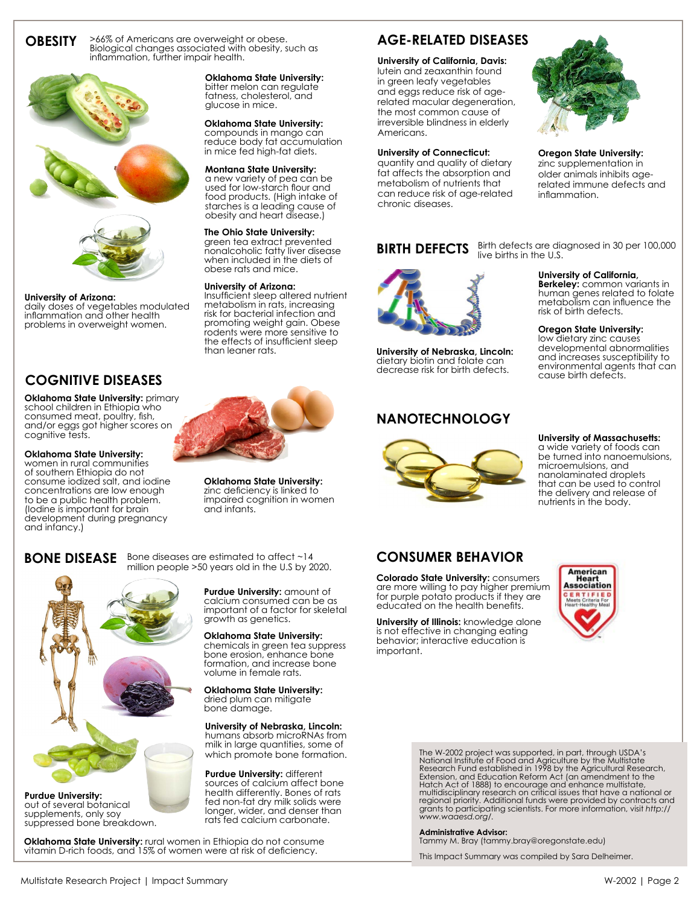## OBESITY

>66% of Americans are overweight or obese. Biological changes associated with obesity, such as inflammation, further impair health.

**Oklahoma State University:** bitter melon can regulate fatness, cholesterol, and glucose in mice.

**Oklahoma State University:** compounds in mango can reduce body fat accumulation in mice fed high-fat diets.

**Montana State University:** a new variety of pea can be used for low-starch flour and food products. (High intake of starches is a leading cause of obesity and heart disease.)

**The Ohio State University:** green tea extract prevented nonalcoholic fatty liver disease when included in the diets of obese rats and mice.

**University of Arizona:** Insufficient sleep altered nutrient metabolism in rats, increasing risk for bacterial infection and promoting weight gain. Obese rodents were more sensitive to the effects of insufficient sleep than leaner rats.

**University of Arizona:** daily doses of vegetables modulated inflammation and other health problems in overweight women.

## COGNITIVE DISEASES

**Oklahoma State University:** primary school children in Ethiopia who consumed meat, poultry, fish, and/or eggs got higher scores on cognitive tests.

**Oklahoma State University:** women in rural communities of southern Ethiopia do not consume iodized salt, and iodine concentrations are low enough to be a public health problem. (Iodine is important for brain development during pregnancy and infancy.)

**Oklahoma State University:** zinc deficiency is linked to impaired cognition in women and infants.

## BONE DISEASE

Bone diseases are estimated to affect ~14 million people >50 years old in the U.S by 2020.

**Purdue University:** amount of calcium consumed can be as important of a factor for skeletal growth as genetics.

**Oklahoma State University:** chemicals in green tea suppress bone erosion, enhance bone formation, and increase bone volume in female rats.

**Oklahoma State University:** dried plum can mitigate bone damage.

**University of Nebraska, Lincoln:** humans absorb microRNAs from milk in large quantities, some of which promote bone formation.

**Purdue University:** different sources of calcium affect bone health differently. Bones of rats fed non-fat dry milk solids were longer, wider, and denser than rats fed calcium carbonate.

**Purdue University:** out of several botanical supplements, only soy suppressed bone breakdown.

**Oklahoma State University:** rural women in Ethiopia do not consume vitamin D-rich foods, and 15% of women were at risk of deficiency.

## AGE-RELATED DISEASES

**University of California, Davis:** lutein and zeaxanthin found in green leafy vegetables and eggs reduce risk of age-related macular degeneration, the most common cause of irreversible blindness in elderly Americans.

**University of Connecticut:** quantity and quality of dietary fat affects the absorption and metabolism of nutrients that can reduce risk of age-related chronic diseases.

**Oregon State University:** zinc supplementation in older animals inhibits age-related immune defects and inflammation.

## BIRTH DEFECTS

Birth defects are diagnosed in 30 per 100,000 live births in the U.S.

**University of California, Berkeley:** common variants in human genes related to folate metabolism can influence the risk of birth defects.

**Oregon State University:** low dietary zinc causes developmental abnormalities and increases susceptibility to environmental agents that can cause birth defects.

**University of Nebraska, Lincoln:** dietary biotin and folate can decrease risk for birth defects.

## NANOTECHNOLOGY

**University of Massachusetts:** a wide variety of foods can be turned into nanoemulsions, microemulsions, and nanolaminated droplets that can be used to control the delivery and release of nutrients in the body.

## CONSUMER BEHAVIOR

**Colorado State University:** consumers are more willing to pay higher premium for purple potato products if they are educated on the health benefits.

**University of Illinois:** knowledge alone is not effective in changing eating behavior; interactive education is important.

American Heart Association CERTIFIED Meets Criteria For Heart-Healthy Meal

The W-2002 project was supported, in part, through USDA's National Institute of Food and Agriculture by the Multistate Research Fund established in 1998 by the Agricultural Research, Extension, and Education Reform Act (an amendment to the Hatch Act of 1888) to encourage and enhance multistate, multidisciplinary research on critical issues that have a national or regional priority. Additional funds were provided by contracts and grants to participating scientists. For more information, visit *http://www.waaesd.org/*.

**Administrative Advisor:**
Tammy M. Bray (tammy.bray@oregonstate.edu)

This Impact Summary was compiled by Sara Delheimer.